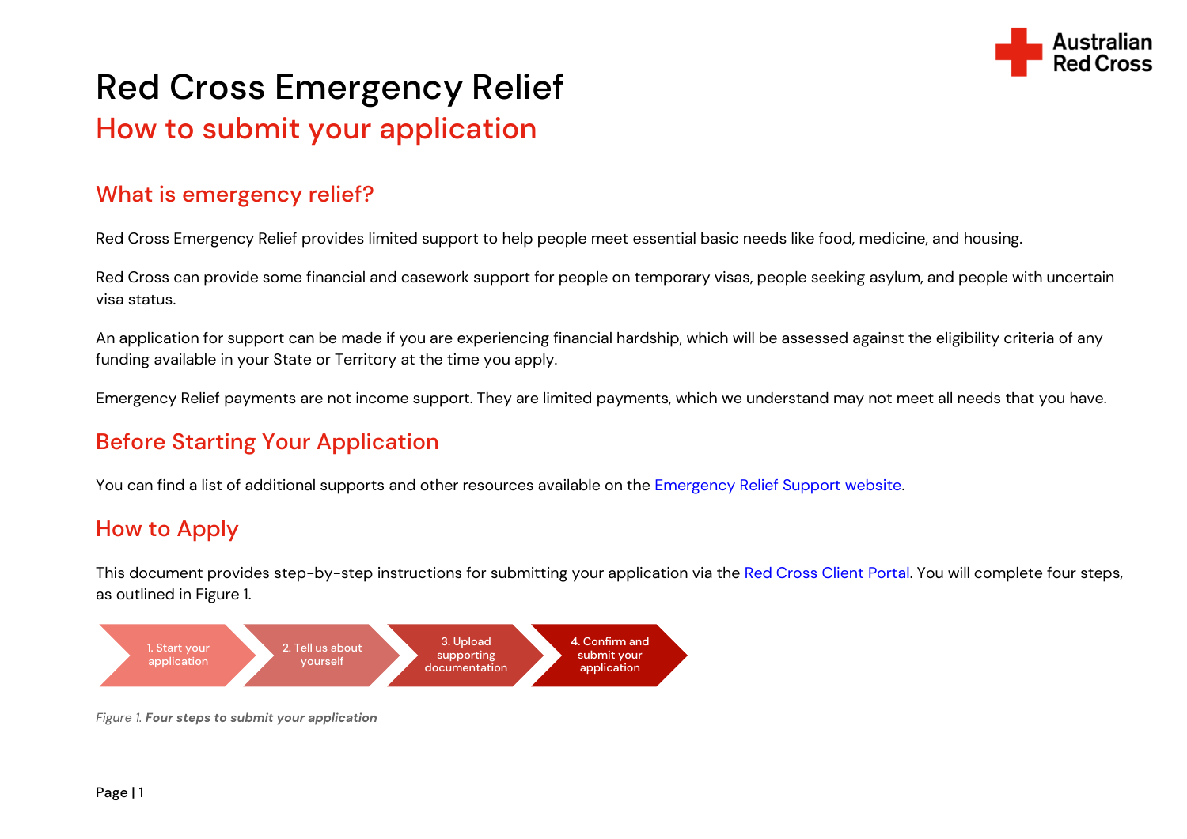# Red Cross Emergency Relief

## How to submit your application

### What is emergency relief?

Red Cross Emergency Relief provides limited support to help people meet essential basic needs like food, medicine, and housing.

Red Cross can provide some financial and casework support for people on temporary visas, people seeking asylum, and people with uncertain visa status.

An application for support can be made if you are experiencing financial hardship, which will be assessed against the eligibility criteria of any funding available in your State or Territory at the time you apply.

Emergency Relief payments are not income support. They are limited payments, which we understand may not meet all needs that you have.

### Before Starting Your Application

You can find a list of additional supports and other resources available on the Emergency Relief Support website.

### How to Apply

This document provides step-by-step instructions for submitting your application via the Red Cross Client Portal. You will complete four steps, as outlined in Figure 1.

1. Start your application
2. Tell us about yourself
3. Upload supporting documentation
4. Confirm and submit your application

*Figure 1.* ***Four steps to submit your application***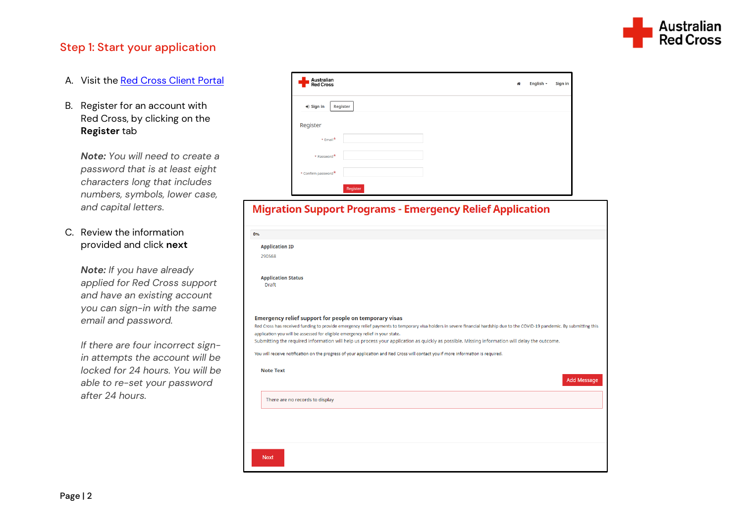## Step 1: Start your application

A. Visit the [Red Cross Client Portal]()

B. Register for an account with Red Cross, by clicking on the **Register** tab

   ***Note:*** *You will need to create a password that is at least eight characters long that includes numbers, symbols, lower case, and capital letters.*

C. Review the information provided and click **next**

   ***Note:*** *If you have already applied for Red Cross support and have an existing account you can sign-in with the same email and password.*

   *If there are four incorrect sign-in attempts the account will be locked for 24 hours. You will be able to re-set your password after 24 hours.*

Australian Red Cross

Sign in | Register

Register

\* Email\*

\* Password\*

\* Confirm password\*

Register

**Migration Support Programs - Emergency Relief Application**

0%

**Application ID**

290568

**Application Status**

Draft

**Emergency relief support for people on temporary visas**

Red Cross has received funding to provide emergency relief payments to temporary visa holders in severe financial hardship due to the COVID-19 pandemic. By submitting this application you will be assessed for eligible emergency relief in your state.

Submitting the required information will help us process your application as quickly as possible. Missing information will delay the outcome.

You will receive notification on the progress of your application and Red Cross will contact you if more information is required.

**Note Text**

Add Message

There are no records to display

Next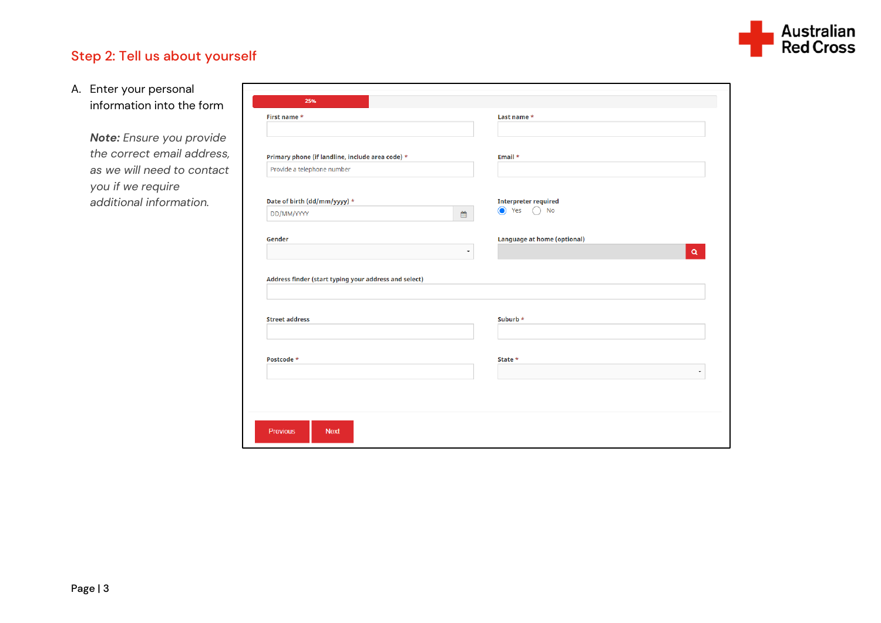## Step 2: Tell us about yourself

A. Enter your personal information into the form

   ***Note:*** *Ensure you provide the correct email address, as we will need to contact you if we require additional information.*

25%

First name *

Last name *

Primary phone (If landline, include area code) *

Provide a telephone number

Email *

Date of birth (dd/mm/yyyy) *

DD/MM/YYYY

Interpreter required

Yes No

Gender

Language at home (optional)

Address finder (start typing your address and select)

Street address

Suburb *

Postcode *

State *

Previous Next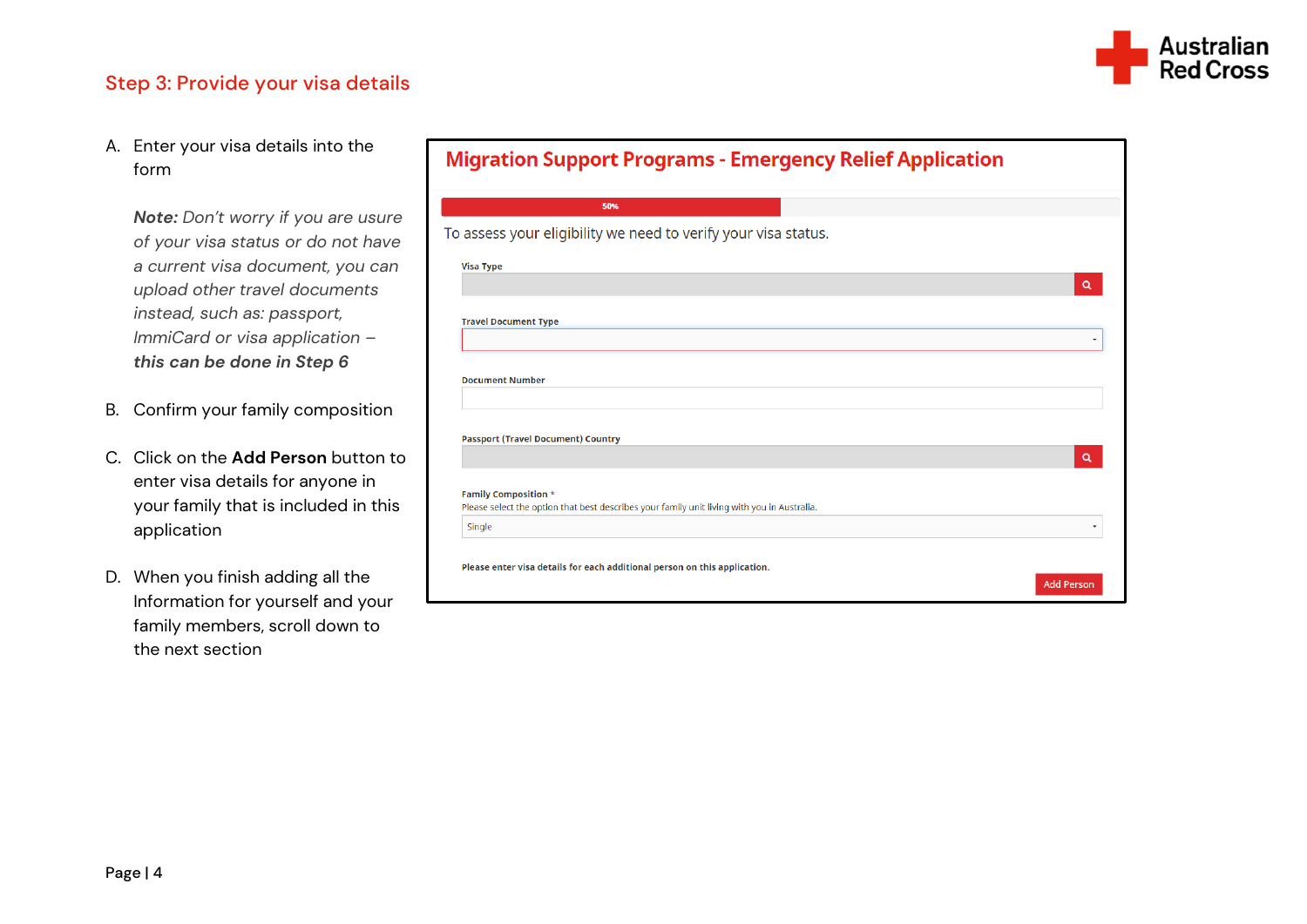## Step 3: Provide your visa details

A. Enter your visa details into the form

   ***Note:*** *Don't worry if you are usure of your visa status or do not have a current visa document, you can upload other travel documents instead, such as: passport, ImmiCard or visa application –* ***this can be done in Step 6***

B. Confirm your family composition

C. Click on the **Add Person** button to enter visa details for anyone in your family that is included in this application

D. When you finish adding all the Information for yourself and your family members, scroll down to the next section

**Migration Support Programs - Emergency Relief Application**

50%

To assess your eligibility we need to verify your visa status.

Visa Type

Travel Document Type

Document Number

Passport (Travel Document) Country

Family Composition *

Please select the option that best describes your family unit living with you in Australia.

Single

Please enter visa details for each additional person on this application.

Add Person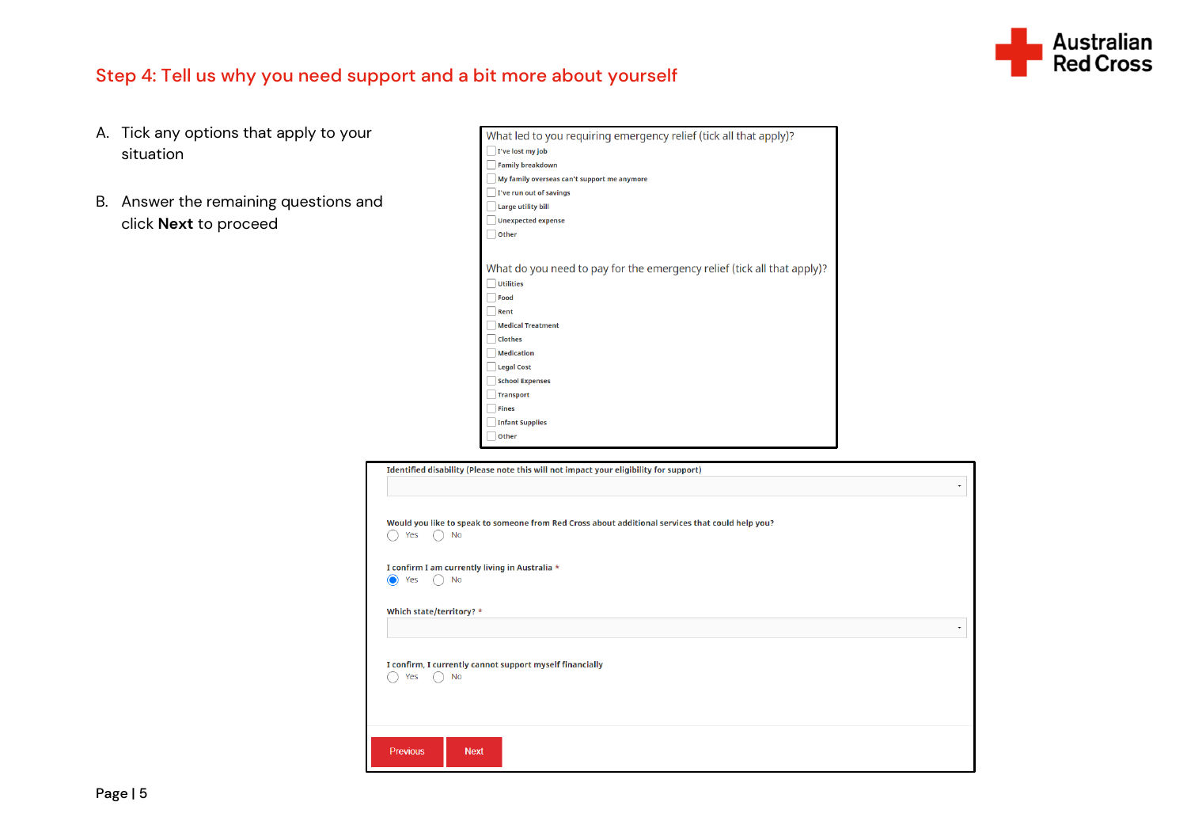## Step 4: Tell us why you need support and a bit more about yourself

A. Tick any options that apply to your situation

B. Answer the remaining questions and click **Next** to proceed

What led to you requiring emergency relief (tick all that apply)?

- [ ] I've lost my job
- [ ] Family breakdown
- [ ] My family overseas can't support me anymore
- [ ] I've run out of savings
- [ ] Large utility bill
- [ ] Unexpected expense
- [ ] Other

What do you need to pay for the emergency relief (tick all that apply)?

- [ ] Utilities
- [ ] Food
- [ ] Rent
- [ ] Medical Treatment
- [ ] Clothes
- [ ] Medication
- [ ] Legal Cost
- [ ] School Expenses
- [ ] Transport
- [ ] Fines
- [ ] Infant Supplies
- [ ] Other

Identified disability (Please note this will not impact your eligibility for support)

Would you like to speak to someone from Red Cross about additional services that could help you?

○ Yes ○ No

I confirm I am currently living in Australia *

◉ Yes ○ No

Which state/territory? *

I confirm, I currently cannot support myself financially

○ Yes ○ No

Previous | Next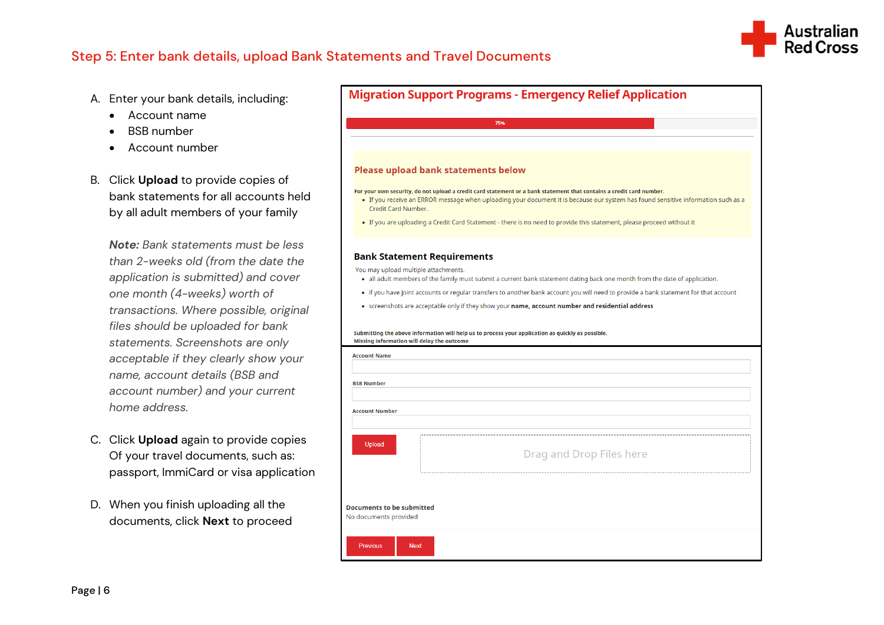## Step 5: Enter bank details, upload Bank Statements and Travel Documents

A. Enter your bank details, including:
   - Account name
   - BSB number
   - Account number

B. Click **Upload** to provide copies of bank statements for all accounts held by all adult members of your family

   ***Note:*** *Bank statements must be less than 2-weeks old (from the date the application is submitted) and cover one month (4-weeks) worth of transactions. Where possible, original files should be uploaded for bank statements. Screenshots are only acceptable if they clearly show your name, account details (BSB and account number) and your current home address.*

C. Click **Upload** again to provide copies Of your travel documents, such as: passport, ImmiCard or visa application

D. When you finish uploading all the documents, click **Next** to proceed

**Migration Support Programs - Emergency Relief Application**

75%

**Please upload bank statements below**

**For your own security, do not upload a credit card statement or a bank statement that contains a credit card number.**

- If you receive an ERROR message when uploading your document it is because our system has found sensitive information such as a Credit Card Number.
- If you are uploading a Credit Card Statement - there is no need to provide this statement, please proceed without it

**Bank Statement Requirements**

You may upload multiple attachments.

- all adult members of the family must submit a current bank statement dating back one month from the date of application.
- if you have joint accounts or regular transfers to another bank account you will need to provide a bank statement for that account
- screenshots are acceptable only if they show your **name, account number and residential address**

**Submitting the above information will help us to process your application as quickly as possible.**
**Missing information will delay the outcome**

Account Name

BSB Number

Account Number

Upload | Drag and Drop Files here

**Documents to be submitted**
No documents provided

Previous | Next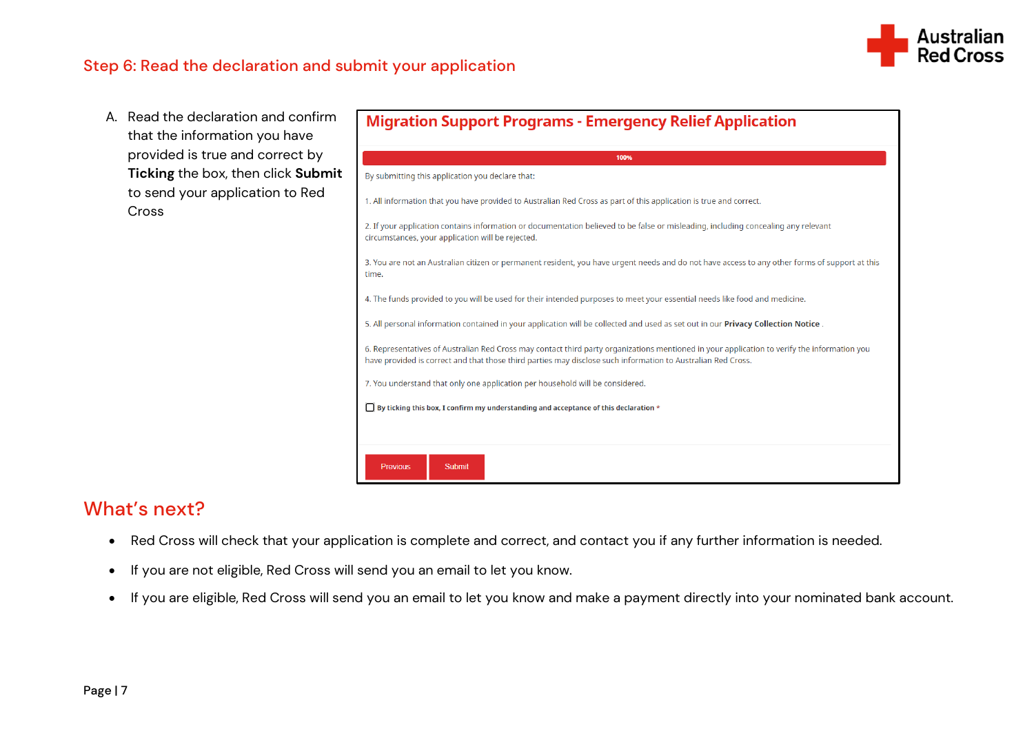## Step 6: Read the declaration and submit your application

A. Read the declaration and confirm that the information you have provided is true and correct by **Ticking** the box, then click **Submit** to send your application to Red Cross

**Migration Support Programs - Emergency Relief Application**

100%

By submitting this application you declare that:

1. All information that you have provided to Australian Red Cross as part of this application is true and correct.

2. If your application contains information or documentation believed to be false or misleading, including concealing any relevant circumstances, your application will be rejected.

3. You are not an Australian citizen or permanent resident, you have urgent needs and do not have access to any other forms of support at this time.

4. The funds provided to you will be used for their intended purposes to meet your essential needs like food and medicine.

5. All personal information contained in your application will be collected and used as set out in our **Privacy Collection Notice** .

6. Representatives of Australian Red Cross may contact third party organizations mentioned in your application to verify the information you have provided is correct and that those third parties may disclose such information to Australian Red Cross.

7. You understand that only one application per household will be considered.

☐ **By ticking this box, I confirm my understanding and acceptance of this declaration** *

Previous | Submit

## What's next?

- Red Cross will check that your application is complete and correct, and contact you if any further information is needed.
- If you are not eligible, Red Cross will send you an email to let you know.
- If you are eligible, Red Cross will send you an email to let you know and make a payment directly into your nominated bank account.